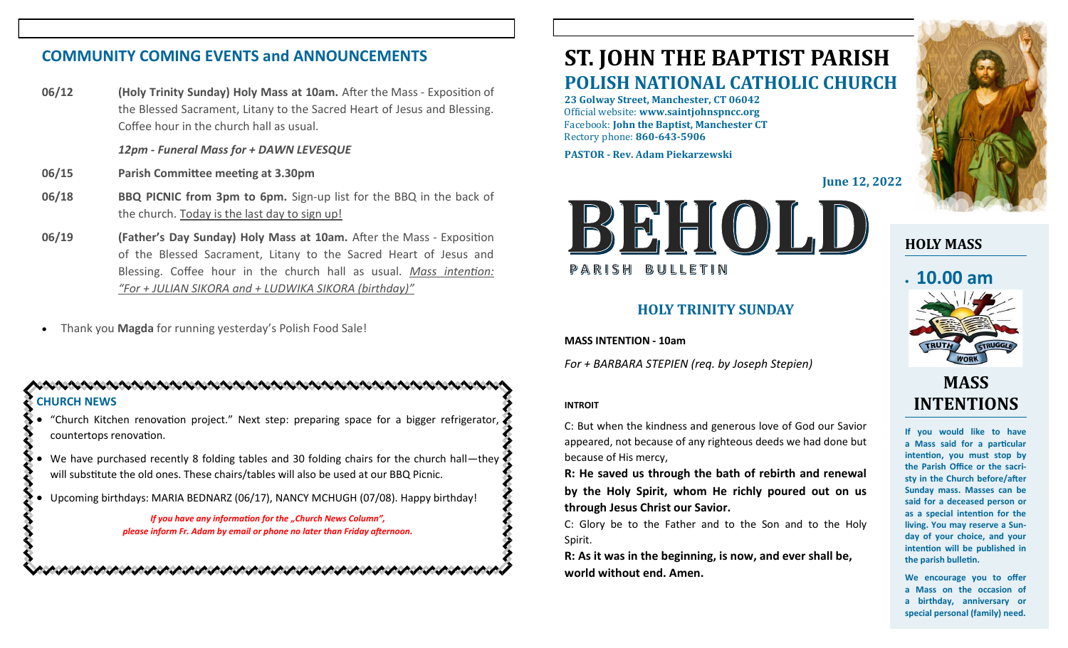## COMMUNITY COMING EVENTS and ANNOUNCEMENTS

**06/12** — **(Holy Trinity Sunday) Holy Mass at 10am.** After the Mass - Exposition of the Blessed Sacrament, Litany to the Sacred Heart of Jesus and Blessing. Coffee hour in the church hall as usual.

***12pm - Funeral Mass for + DAWN LEVESQUE***

**06/15** — **Parish Committee meeting at 3.30pm**

**06/18** — **BBQ PICNIC from 3pm to 6pm.** Sign-up list for the BBQ in the back of the church. Today is the last day to sign up!

**06/19** — **(Father's Day Sunday) Holy Mass at 10am.** After the Mass - Exposition of the Blessed Sacrament, Litany to the Sacred Heart of Jesus and Blessing. Coffee hour in the church hall as usual. *Mass intention: "For + JULIAN SIKORA and + LUDWIKA SIKORA (birthday)"*

- Thank you **Magda** for running yesterday's Polish Food Sale!

### CHURCH NEWS

- "Church Kitchen renovation project." Next step: preparing space for a bigger refrigerator, countertops renovation.
- We have purchased recently 8 folding tables and 30 folding chairs for the church hall—they will substitute the old ones. These chairs/tables will also be used at our BBQ Picnic.
- Upcoming birthdays: MARIA BEDNARZ (06/17), NANCY MCHUGH (07/08). Happy birthday!

***If you have any information for the „Church News Column", please inform Fr. Adam by email or phone no later than Friday afternoon.***

# ST. JOHN THE BAPTIST PARISH
## POLISH NATIONAL CATHOLIC CHURCH

**23 Golway Street, Manchester, CT 06042**
Official website: **www.saintjohnspncc.org**
Facebook: **John the Baptist, Manchester CT**
Rectory phone: **860-643-5906**

**PASTOR - Rev. Adam Piekarzewski**

**June 12, 2022**

# BEHOLD
PARISH BULLETIN

## HOLY TRINITY SUNDAY

**MASS INTENTION - 10am**

*For + BARBARA STEPIEN (req. by Joseph Stepien)*

**INTROIT**

C: But when the kindness and generous love of God our Savior appeared, not because of any righteous deeds we had done but because of His mercy,

**R: He saved us through the bath of rebirth and renewal by the Holy Spirit, whom He richly poured out on us through Jesus Christ our Savior.**

C: Glory be to the Father and to the Son and to the Holy Spirit.

**R: As it was in the beginning, is now, and ever shall be, world without end. Amen.**

### HOLY MASS

- **10.00 am**

TRUTH WORK STRUGGLE

### MASS INTENTIONS

**If you would like to have a Mass said for a particular intention, you must stop by the Parish Office or the sacristy in the Church before/after Sunday mass. Masses can be said for a deceased person or as a special intention for the living. You may reserve a Sunday of your choice, and your intention will be published in the parish bulletin.**

**We encourage you to offer a Mass on the occasion of a birthday, anniversary or special personal (family) need.**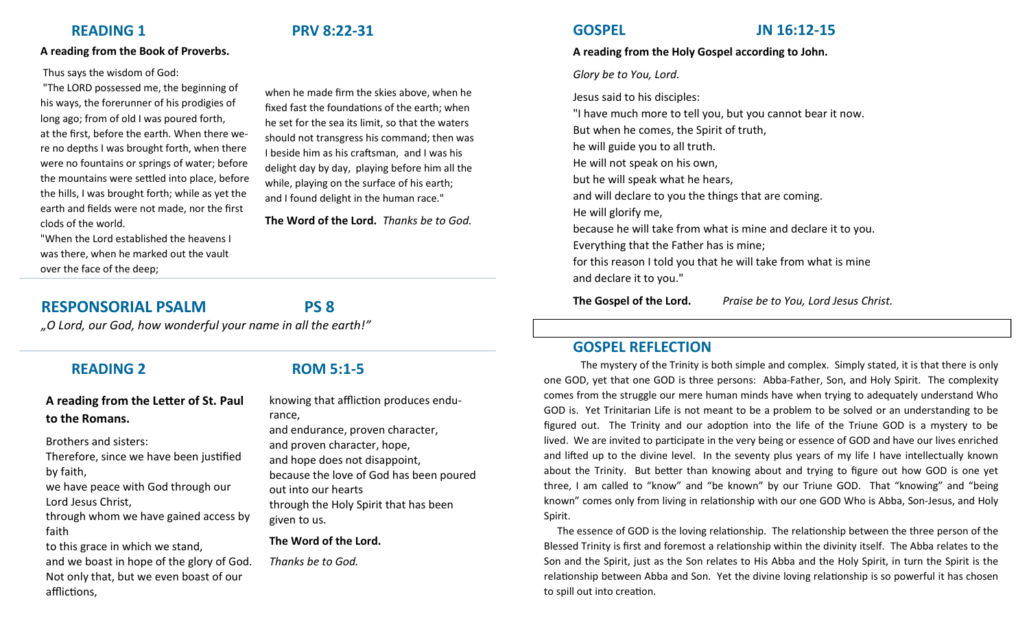## READING 1 — PRV 8:22-31

**A reading from the Book of Proverbs.**

Thus says the wisdom of God:

"The LORD possessed me, the beginning of his ways, the forerunner of his prodigies of long ago; from of old I was poured forth, at the first, before the earth. When there were no depths I was brought forth, when there were no fountains or springs of water; before the mountains were settled into place, before the hills, I was brought forth; while as yet the earth and fields were not made, nor the first clods of the world.

"When the Lord established the heavens I was there, when he marked out the vault over the face of the deep; when he made firm the skies above, when he fixed fast the foundations of the earth; when he set for the sea its limit, so that the waters should not transgress his command; then was I beside him as his craftsman, and I was his delight day by day, playing before him all the while, playing on the surface of his earth; and I found delight in the human race."

**The Word of the Lord.** *Thanks be to God.*

## RESPONSORIAL PSALM — PS 8

*„O Lord, our God, how wonderful your name in all the earth!"*

## READING 2 — ROM 5:1-5

**A reading from the Letter of St. Paul to the Romans.**

Brothers and sisters:
Therefore, since we have been justified by faith,
we have peace with God through our Lord Jesus Christ,
through whom we have gained access by faith
to this grace in which we stand,
and we boast in hope of the glory of God.
Not only that, but we even boast of our afflictions,
knowing that affliction produces endurance,
and endurance, proven character,
and proven character, hope,
and hope does not disappoint,
because the love of God has been poured out into our hearts
through the Holy Spirit that has been given to us.

**The Word of the Lord.**

*Thanks be to God.*

## GOSPEL — JN 16:12-15

**A reading from the Holy Gospel according to John.**

*Glory be to You, Lord.*

Jesus said to his disciples:
"I have much more to tell you, but you cannot bear it now.
But when he comes, the Spirit of truth,
he will guide you to all truth.
He will not speak on his own,
but he will speak what he hears,
and will declare to you the things that are coming.
He will glorify me,
because he will take from what is mine and declare it to you.
Everything that the Father has is mine;
for this reason I told you that he will take from what is mine
and declare it to you."

**The Gospel of the Lord.** *Praise be to You, Lord Jesus Christ.*

## GOSPEL REFLECTION

The mystery of the Trinity is both simple and complex. Simply stated, it is that there is only one GOD, yet that one GOD is three persons: Abba-Father, Son, and Holy Spirit. The complexity comes from the struggle our mere human minds have when trying to adequately understand Who GOD is. Yet Trinitarian Life is not meant to be a problem to be solved or an understanding to be figured out. The Trinity and our adoption into the life of the Triune GOD is a mystery to be lived. We are invited to participate in the very being or essence of GOD and have our lives enriched and lifted up to the divine level. In the seventy plus years of my life I have intellectually known about the Trinity. But better than knowing about and trying to figure out how GOD is one yet three, I am called to "know" and "be known" by our Triune GOD. That "knowing" and "being known" comes only from living in relationship with our one GOD Who is Abba, Son-Jesus, and Holy Spirit.

The essence of GOD is the loving relationship. The relationship between the three person of the Blessed Trinity is first and foremost a relationship within the divinity itself. The Abba relates to the Son and the Spirit, just as the Son relates to His Abba and the Holy Spirit, in turn the Spirit is the relationship between Abba and Son. Yet the divine loving relationship is so powerful it has chosen to spill out into creation.